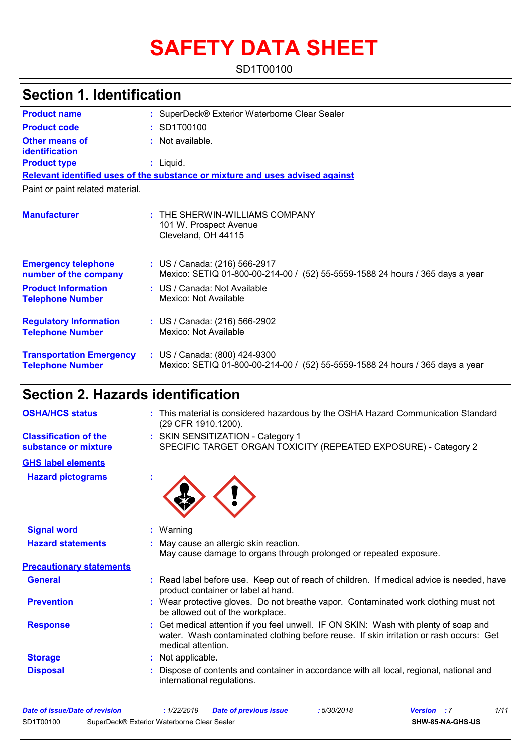# SAFETY DATA SHEET

SD1T00100

## Section 1. Identification

| | |
|---|---|
| **Product name** | : SuperDeck® Exterior Waterborne Clear Sealer |
| **Product code** | : SD1T00100 |
| **Other means of identification** | : Not available. |
| **Product type** | : Liquid. |

**Relevant identified uses of the substance or mixture and uses advised against**

Paint or paint related material.

| | |
|---|---|
| **Manufacturer** | : THE SHERWIN-WILLIAMS COMPANY<br>101 W. Prospect Avenue<br>Cleveland, OH 44115 |
| **Emergency telephone number of the company** | : US / Canada: (216) 566-2917<br>Mexico: SETIQ 01-800-00-214-00 / (52) 55-5559-1588 24 hours / 365 days a year |
| **Product Information Telephone Number** | : US / Canada: Not Available<br>Mexico: Not Available |
| **Regulatory Information Telephone Number** | : US / Canada: (216) 566-2902<br>Mexico: Not Available |
| **Transportation Emergency Telephone Number** | : US / Canada: (800) 424-9300<br>Mexico: SETIQ 01-800-00-214-00 / (52) 55-5559-1588 24 hours / 365 days a year |

## Section 2. Hazards identification

| | |
|---|---|
| **OSHA/HCS status** | : This material is considered hazardous by the OSHA Hazard Communication Standard (29 CFR 1910.1200). |
| **Classification of the substance or mixture** | : SKIN SENSITIZATION - Category 1<br>SPECIFIC TARGET ORGAN TOXICITY (REPEATED EXPOSURE) - Category 2 |

**GHS label elements**

| | |
|---|---|
| **Hazard pictograms** | : |
| **Signal word** | : Warning |
| **Hazard statements** | : May cause an allergic skin reaction.<br>May cause damage to organs through prolonged or repeated exposure. |

**Precautionary statements**

| | |
|---|---|
| **General** | : Read label before use. Keep out of reach of children. If medical advice is needed, have product container or label at hand. |
| **Prevention** | : Wear protective gloves. Do not breathe vapor. Contaminated work clothing must not be allowed out of the workplace. |
| **Response** | : Get medical attention if you feel unwell. IF ON SKIN: Wash with plenty of soap and water. Wash contaminated clothing before reuse. If skin irritation or rash occurs: Get medical attention. |
| **Storage** | : Not applicable. |
| **Disposal** | : Dispose of contents and container in accordance with all local, regional, national and international regulations. |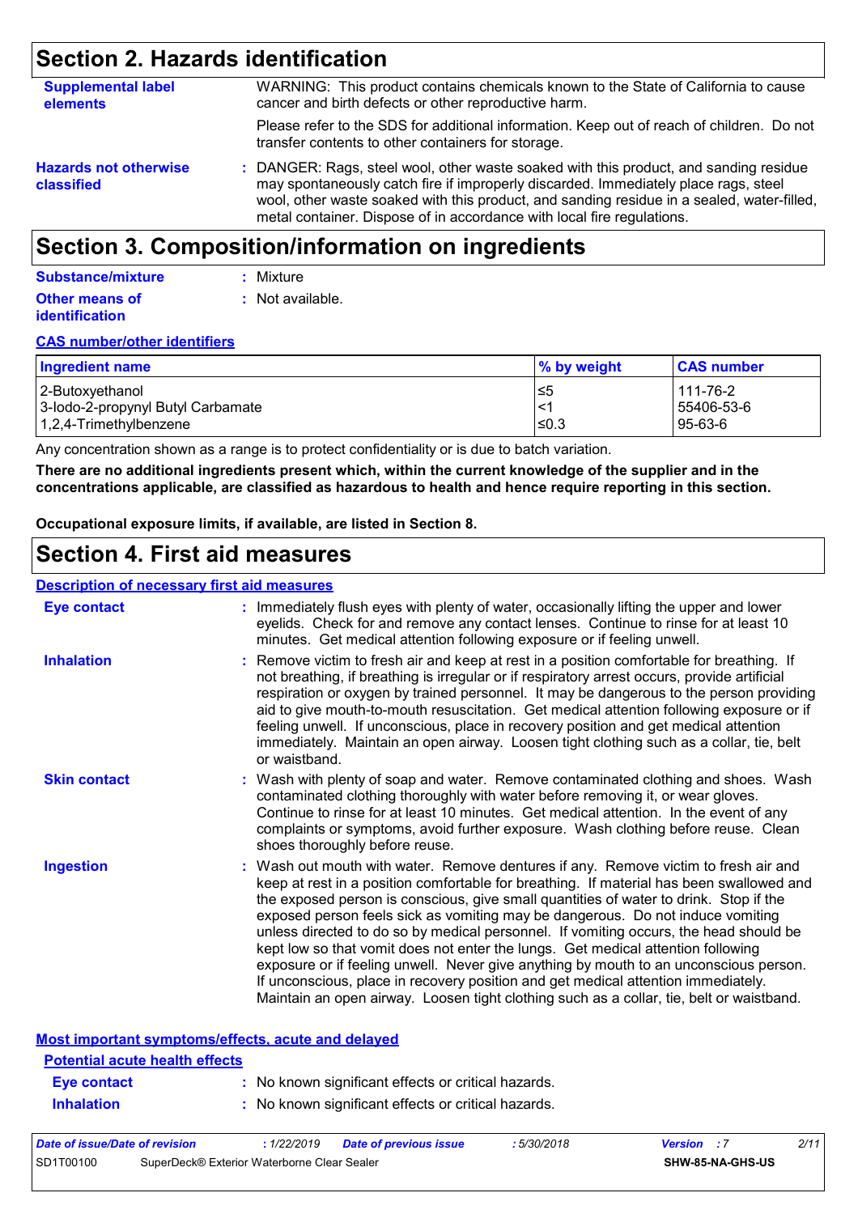## Section 2. Hazards identification

**Supplemental label elements**

WARNING: This product contains chemicals known to the State of California to cause cancer and birth defects or other reproductive harm.

Please refer to the SDS for additional information. Keep out of reach of children. Do not transfer contents to other containers for storage.

**Hazards not otherwise classified** : DANGER: Rags, steel wool, other waste soaked with this product, and sanding residue may spontaneously catch fire if improperly discarded. Immediately place rags, steel wool, other waste soaked with this product, and sanding residue in a sealed, water-filled, metal container. Dispose of in accordance with local fire regulations.

## Section 3. Composition/information on ingredients

**Substance/mixture** : Mixture

**Other means of identification** : Not available.

**CAS number/other identifiers**

| Ingredient name | % by weight | CAS number |
|---|---|---|
| 2-Butoxyethanol | ≤5 | 111-76-2 |
| 3-Iodo-2-propynyl Butyl Carbamate | <1 | 55406-53-6 |
| 1,2,4-Trimethylbenzene | ≤0.3 | 95-63-6 |

Any concentration shown as a range is to protect confidentiality or is due to batch variation.

**There are no additional ingredients present which, within the current knowledge of the supplier and in the concentrations applicable, are classified as hazardous to health and hence require reporting in this section.**

**Occupational exposure limits, if available, are listed in Section 8.**

## Section 4. First aid measures

**Description of necessary first aid measures**

**Eye contact** : Immediately flush eyes with plenty of water, occasionally lifting the upper and lower eyelids. Check for and remove any contact lenses. Continue to rinse for at least 10 minutes. Get medical attention following exposure or if feeling unwell.

**Inhalation** : Remove victim to fresh air and keep at rest in a position comfortable for breathing. If not breathing, if breathing is irregular or if respiratory arrest occurs, provide artificial respiration or oxygen by trained personnel. It may be dangerous to the person providing aid to give mouth-to-mouth resuscitation. Get medical attention following exposure or if feeling unwell. If unconscious, place in recovery position and get medical attention immediately. Maintain an open airway. Loosen tight clothing such as a collar, tie, belt or waistband.

**Skin contact** : Wash with plenty of soap and water. Remove contaminated clothing and shoes. Wash contaminated clothing thoroughly with water before removing it, or wear gloves. Continue to rinse for at least 10 minutes. Get medical attention. In the event of any complaints or symptoms, avoid further exposure. Wash clothing before reuse. Clean shoes thoroughly before reuse.

**Ingestion** : Wash out mouth with water. Remove dentures if any. Remove victim to fresh air and keep at rest in a position comfortable for breathing. If material has been swallowed and the exposed person is conscious, give small quantities of water to drink. Stop if the exposed person feels sick as vomiting may be dangerous. Do not induce vomiting unless directed to do so by medical personnel. If vomiting occurs, the head should be kept low so that vomit does not enter the lungs. Get medical attention following exposure or if feeling unwell. Never give anything by mouth to an unconscious person. If unconscious, place in recovery position and get medical attention immediately. Maintain an open airway. Loosen tight clothing such as a collar, tie, belt or waistband.

**Most important symptoms/effects, acute and delayed**

**Potential acute health effects**

**Eye contact** : No known significant effects or critical hazards.

**Inhalation** : No known significant effects or critical hazards.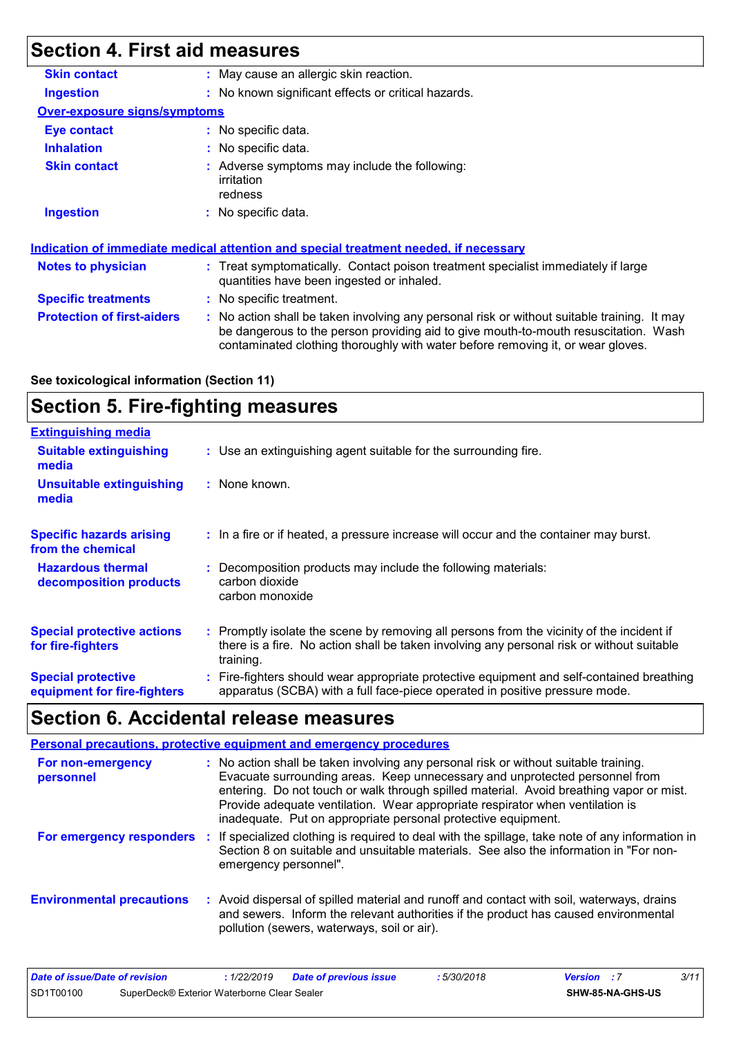## Section 4. First aid measures

| | |
|---|---|
| **Skin contact** | : May cause an allergic skin reaction. |
| **Ingestion** | : No known significant effects or critical hazards. |

**Over-exposure signs/symptoms**

| | |
|---|---|
| **Eye contact** | : No specific data. |
| **Inhalation** | : No specific data. |
| **Skin contact** | : Adverse symptoms may include the following: irritation redness |
| **Ingestion** | : No specific data. |

**Indication of immediate medical attention and special treatment needed, if necessary**

| | |
|---|---|
| **Notes to physician** | : Treat symptomatically. Contact poison treatment specialist immediately if large quantities have been ingested or inhaled. |
| **Specific treatments** | : No specific treatment. |
| **Protection of first-aiders** | : No action shall be taken involving any personal risk or without suitable training. It may be dangerous to the person providing aid to give mouth-to-mouth resuscitation. Wash contaminated clothing thoroughly with water before removing it, or wear gloves. |

**See toxicological information (Section 11)**

## Section 5. Fire-fighting measures

**Extinguishing media**

| | |
|---|---|
| **Suitable extinguishing media** | : Use an extinguishing agent suitable for the surrounding fire. |
| **Unsuitable extinguishing media** | : None known. |
| **Specific hazards arising from the chemical** | : In a fire or if heated, a pressure increase will occur and the container may burst. |
| **Hazardous thermal decomposition products** | : Decomposition products may include the following materials: carbon dioxide carbon monoxide |
| **Special protective actions for fire-fighters** | : Promptly isolate the scene by removing all persons from the vicinity of the incident if there is a fire. No action shall be taken involving any personal risk or without suitable training. |
| **Special protective equipment for fire-fighters** | : Fire-fighters should wear appropriate protective equipment and self-contained breathing apparatus (SCBA) with a full face-piece operated in positive pressure mode. |

## Section 6. Accidental release measures

**Personal precautions, protective equipment and emergency procedures**

| | |
|---|---|
| **For non-emergency personnel** | : No action shall be taken involving any personal risk or without suitable training. Evacuate surrounding areas. Keep unnecessary and unprotected personnel from entering. Do not touch or walk through spilled material. Avoid breathing vapor or mist. Provide adequate ventilation. Wear appropriate respirator when ventilation is inadequate. Put on appropriate personal protective equipment. |
| **For emergency responders** | : If specialized clothing is required to deal with the spillage, take note of any information in Section 8 on suitable and unsuitable materials. See also the information in "For non-emergency personnel". |
| **Environmental precautions** | : Avoid dispersal of spilled material and runoff and contact with soil, waterways, drains and sewers. Inform the relevant authorities if the product has caused environmental pollution (sewers, waterways, soil or air). |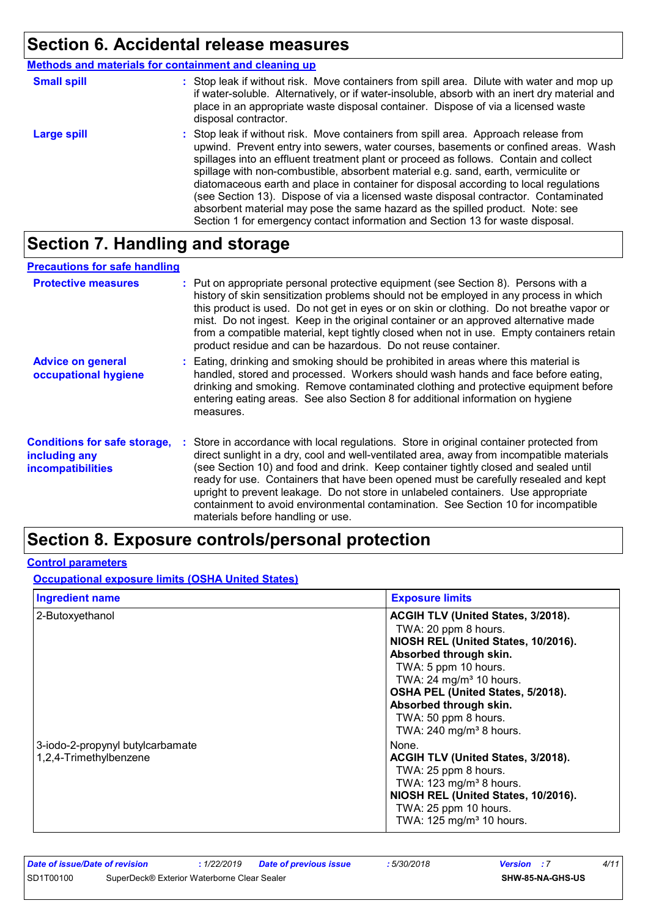## Section 6. Accidental release measures

### Methods and materials for containment and cleaning up

**Small spill** : Stop leak if without risk. Move containers from spill area. Dilute with water and mop up if water-soluble. Alternatively, or if water-insoluble, absorb with an inert dry material and place in an appropriate waste disposal container. Dispose of via a licensed waste disposal contractor.

**Large spill** : Stop leak if without risk. Move containers from spill area. Approach release from upwind. Prevent entry into sewers, water courses, basements or confined areas. Wash spillages into an effluent treatment plant or proceed as follows. Contain and collect spillage with non-combustible, absorbent material e.g. sand, earth, vermiculite or diatomaceous earth and place in container for disposal according to local regulations (see Section 13). Dispose of via a licensed waste disposal contractor. Contaminated absorbent material may pose the same hazard as the spilled product. Note: see Section 1 for emergency contact information and Section 13 for waste disposal.

## Section 7. Handling and storage

### Precautions for safe handling

**Protective measures** : Put on appropriate personal protective equipment (see Section 8). Persons with a history of skin sensitization problems should not be employed in any process in which this product is used. Do not get in eyes or on skin or clothing. Do not breathe vapor or mist. Do not ingest. Keep in the original container or an approved alternative made from a compatible material, kept tightly closed when not in use. Empty containers retain product residue and can be hazardous. Do not reuse container.

**Advice on general occupational hygiene** : Eating, drinking and smoking should be prohibited in areas where this material is handled, stored and processed. Workers should wash hands and face before eating, drinking and smoking. Remove contaminated clothing and protective equipment before entering eating areas. See also Section 8 for additional information on hygiene measures.

**Conditions for safe storage, including any incompatibilities** : Store in accordance with local regulations. Store in original container protected from direct sunlight in a dry, cool and well-ventilated area, away from incompatible materials (see Section 10) and food and drink. Keep container tightly closed and sealed until ready for use. Containers that have been opened must be carefully resealed and kept upright to prevent leakage. Do not store in unlabeled containers. Use appropriate containment to avoid environmental contamination. See Section 10 for incompatible materials before handling or use.

## Section 8. Exposure controls/personal protection

### Control parameters

#### Occupational exposure limits (OSHA United States)

| Ingredient name | Exposure limits |
|---|---|
| 2-Butoxyethanol | **ACGIH TLV (United States, 3/2018).**<br>TWA: 20 ppm 8 hours.<br>**NIOSH REL (United States, 10/2016).**<br>**Absorbed through skin.**<br>TWA: 5 ppm 10 hours.<br>TWA: 24 mg/m³ 10 hours.<br>**OSHA PEL (United States, 5/2018).**<br>**Absorbed through skin.**<br>TWA: 50 ppm 8 hours.<br>TWA: 240 mg/m³ 8 hours. |
| 3-iodo-2-propynyl butylcarbamate | None. |
| 1,2,4-Trimethylbenzene | **ACGIH TLV (United States, 3/2018).**<br>TWA: 25 ppm 8 hours.<br>TWA: 123 mg/m³ 8 hours.<br>**NIOSH REL (United States, 10/2016).**<br>TWA: 25 ppm 10 hours.<br>TWA: 125 mg/m³ 10 hours. |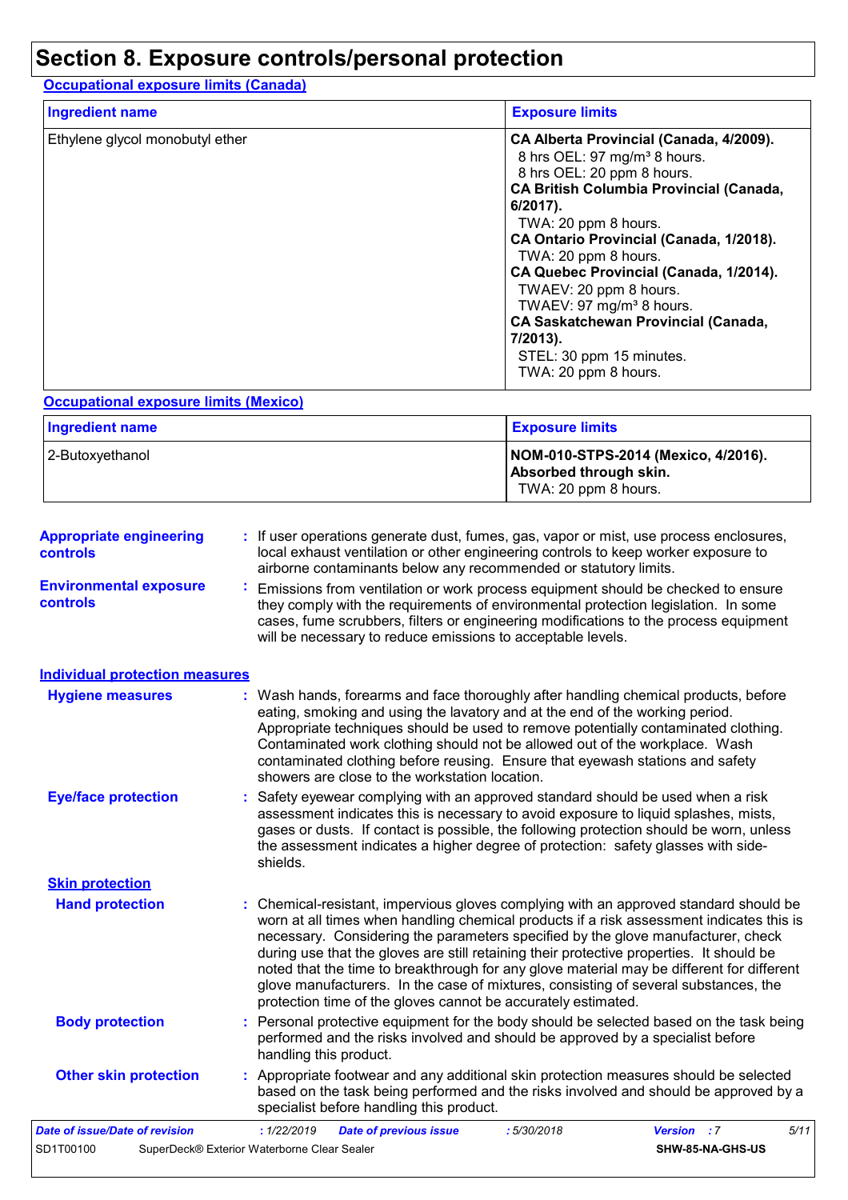# Section 8. Exposure controls/personal protection

## Occupational exposure limits (Canada)

| Ingredient name | Exposure limits |
|---|---|
| Ethylene glycol monobutyl ether | **CA Alberta Provincial (Canada, 4/2009).**<br>8 hrs OEL: 97 mg/m³ 8 hours.<br>8 hrs OEL: 20 ppm 8 hours.<br>**CA British Columbia Provincial (Canada, 6/2017).**<br>TWA: 20 ppm 8 hours.<br>**CA Ontario Provincial (Canada, 1/2018).**<br>TWA: 20 ppm 8 hours.<br>**CA Quebec Provincial (Canada, 1/2014).**<br>TWAEV: 20 ppm 8 hours.<br>TWAEV: 97 mg/m³ 8 hours.<br>**CA Saskatchewan Provincial (Canada, 7/2013).**<br>STEL: 30 ppm 15 minutes.<br>TWA: 20 ppm 8 hours. |

## Occupational exposure limits (Mexico)

| Ingredient name | Exposure limits |
|---|---|
| 2-Butoxyethanol | **NOM-010-STPS-2014 (Mexico, 4/2016). Absorbed through skin.**<br>TWA: 20 ppm 8 hours. |

**Appropriate engineering controls** : If user operations generate dust, fumes, gas, vapor or mist, use process enclosures, local exhaust ventilation or other engineering controls to keep worker exposure to airborne contaminants below any recommended or statutory limits.

**Environmental exposure controls** : Emissions from ventilation or work process equipment should be checked to ensure they comply with the requirements of environmental protection legislation. In some cases, fume scrubbers, filters or engineering modifications to the process equipment will be necessary to reduce emissions to acceptable levels.

## Individual protection measures

**Hygiene measures** : Wash hands, forearms and face thoroughly after handling chemical products, before eating, smoking and using the lavatory and at the end of the working period. Appropriate techniques should be used to remove potentially contaminated clothing. Contaminated work clothing should not be allowed out of the workplace. Wash contaminated clothing before reusing. Ensure that eyewash stations and safety showers are close to the workstation location.

**Eye/face protection** : Safety eyewear complying with an approved standard should be used when a risk assessment indicates this is necessary to avoid exposure to liquid splashes, mists, gases or dusts. If contact is possible, the following protection should be worn, unless the assessment indicates a higher degree of protection: safety glasses with side-shields.

### Skin protection

**Hand protection** : Chemical-resistant, impervious gloves complying with an approved standard should be worn at all times when handling chemical products if a risk assessment indicates this is necessary. Considering the parameters specified by the glove manufacturer, check during use that the gloves are still retaining their protective properties. It should be noted that the time to breakthrough for any glove material may be different for different glove manufacturers. In the case of mixtures, consisting of several substances, the protection time of the gloves cannot be accurately estimated.

**Body protection** : Personal protective equipment for the body should be selected based on the task being performed and the risks involved and should be approved by a specialist before handling this product.

**Other skin protection** : Appropriate footwear and any additional skin protection measures should be selected based on the task being performed and the risks involved and should be approved by a specialist before handling this product.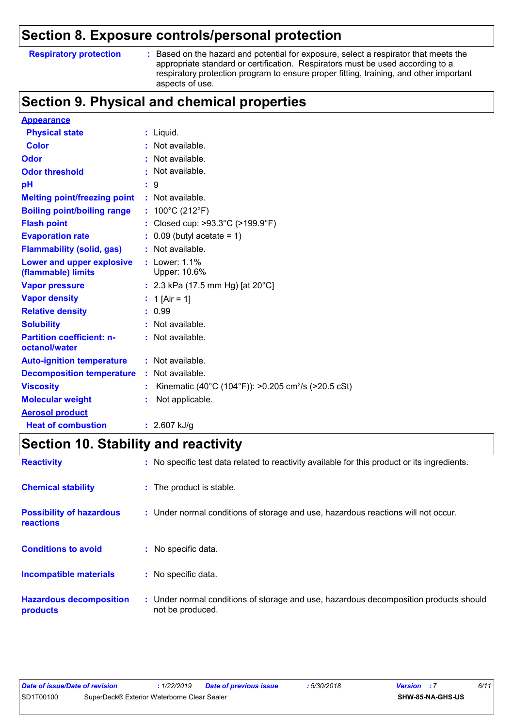## Section 8. Exposure controls/personal protection

**Respiratory protection** : Based on the hazard and potential for exposure, select a respirator that meets the appropriate standard or certification. Respirators must be used according to a respiratory protection program to ensure proper fitting, training, and other important aspects of use.

## Section 9. Physical and chemical properties

**Appearance**

| | |
|---|---|
| **Physical state** | : Liquid. |
| **Color** | : Not available. |
| **Odor** | : Not available. |
| **Odor threshold** | : Not available. |
| **pH** | : 9 |
| **Melting point/freezing point** | : Not available. |
| **Boiling point/boiling range** | : 100°C (212°F) |
| **Flash point** | : Closed cup: >93.3°C (>199.9°F) |
| **Evaporation rate** | : 0.09 (butyl acetate = 1) |
| **Flammability (solid, gas)** | : Not available. |
| **Lower and upper explosive (flammable) limits** | : Lower: 1.1% Upper: 10.6% |
| **Vapor pressure** | : 2.3 kPa (17.5 mm Hg) [at 20°C] |
| **Vapor density** | : 1 [Air = 1] |
| **Relative density** | : 0.99 |
| **Solubility** | : Not available. |
| **Partition coefficient: n-octanol/water** | : Not available. |
| **Auto-ignition temperature** | : Not available. |
| **Decomposition temperature** | : Not available. |
| **Viscosity** | : Kinematic (40°C (104°F)): >0.205 $cm^2/s$ (>20.5 cSt) |
| **Molecular weight** | : Not applicable. |

**Aerosol product**

| | |
|---|---|
| **Heat of combustion** | : 2.607 kJ/g |

## Section 10. Stability and reactivity

| | |
|---|---|
| **Reactivity** | : No specific test data related to reactivity available for this product or its ingredients. |
| **Chemical stability** | : The product is stable. |
| **Possibility of hazardous reactions** | : Under normal conditions of storage and use, hazardous reactions will not occur. |
| **Conditions to avoid** | : No specific data. |
| **Incompatible materials** | : No specific data. |
| **Hazardous decomposition products** | : Under normal conditions of storage and use, hazardous decomposition products should not be produced. |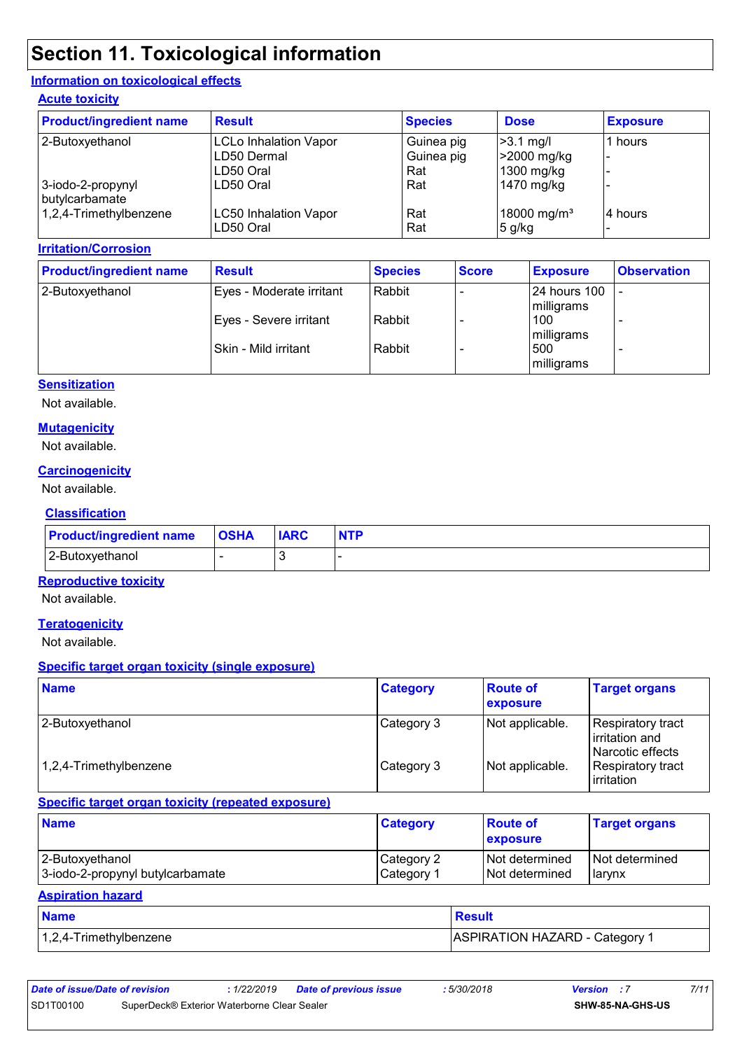# Section 11. Toxicological information

## Information on toxicological effects

### Acute toxicity

| Product/ingredient name | Result | Species | Dose | Exposure |
|---|---|---|---|---|
| 2-Butoxyethanol | LCLo Inhalation Vapor | Guinea pig | >3.1 mg/l | 1 hours |
| | LD50 Dermal | Guinea pig | >2000 mg/kg | - |
| | LD50 Oral | Rat | 1300 mg/kg | - |
| 3-iodo-2-propynyl butylcarbamate | LD50 Oral | Rat | 1470 mg/kg | - |
| 1,2,4-Trimethylbenzene | LC50 Inhalation Vapor | Rat | 18000 mg/m³ | 4 hours |
| | LD50 Oral | Rat | 5 g/kg | - |

### Irritation/Corrosion

| Product/ingredient name | Result | Species | Score | Exposure | Observation |
|---|---|---|---|---|---|
| 2-Butoxyethanol | Eyes - Moderate irritant | Rabbit | - | 24 hours 100 milligrams | - |
| | Eyes - Severe irritant | Rabbit | - | 100 milligrams | - |
| | Skin - Mild irritant | Rabbit | - | 500 milligrams | - |

### Sensitization

Not available.

### Mutagenicity

Not available.

### Carcinogenicity

Not available.

### Classification

| Product/ingredient name | OSHA | IARC | NTP |
|---|---|---|---|
| 2-Butoxyethanol | - | 3 | - |

### Reproductive toxicity

Not available.

### Teratogenicity

Not available.

### Specific target organ toxicity (single exposure)

| Name | Category | Route of exposure | Target organs |
|---|---|---|---|
| 2-Butoxyethanol | Category 3 | Not applicable. | Respiratory tract irritation and Narcotic effects |
| 1,2,4-Trimethylbenzene | Category 3 | Not applicable. | Respiratory tract irritation |

### Specific target organ toxicity (repeated exposure)

| Name | Category | Route of exposure | Target organs |
|---|---|---|---|
| 2-Butoxyethanol | Category 2 | Not determined | Not determined |
| 3-iodo-2-propynyl butylcarbamate | Category 1 | Not determined | larynx |

### Aspiration hazard

| Name | Result |
|---|---|
| 1,2,4-Trimethylbenzene | ASPIRATION HAZARD - Category 1 |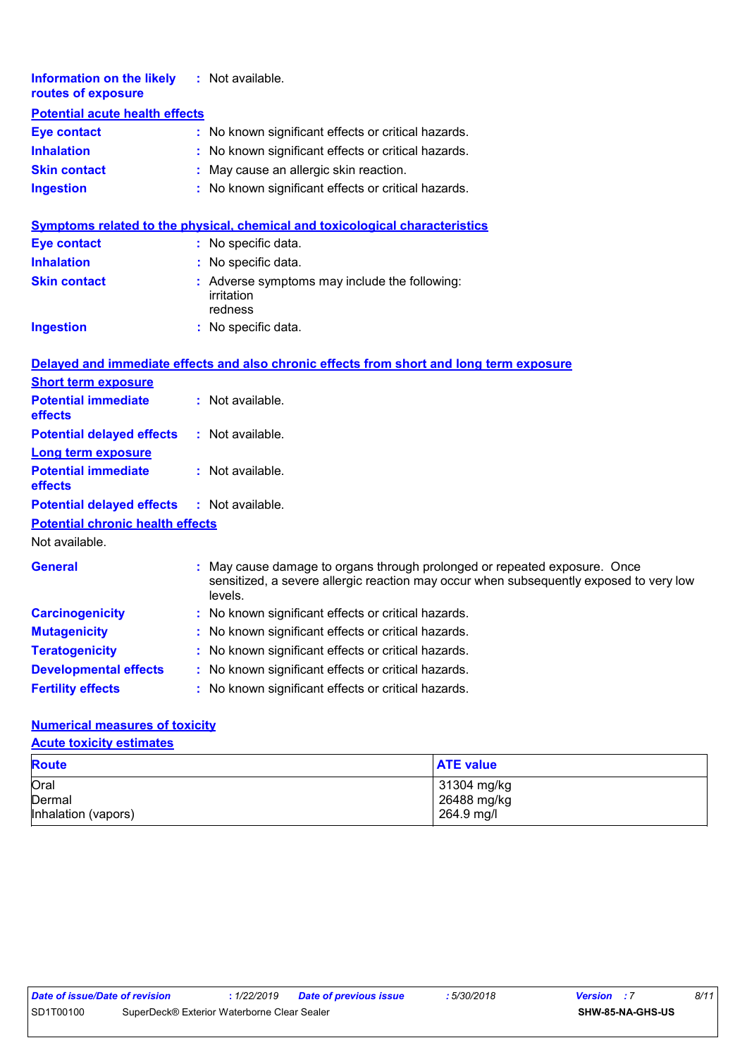**Information on the likely routes of exposure** : Not available.

**Potential acute health effects**

**Eye contact** : No known significant effects or critical hazards.

**Inhalation** : No known significant effects or critical hazards.

**Skin contact** : May cause an allergic skin reaction.

**Ingestion** : No known significant effects or critical hazards.

**Symptoms related to the physical, chemical and toxicological characteristics**

**Eye contact** : No specific data.

**Inhalation** : No specific data.

**Skin contact** : Adverse symptoms may include the following:
irritation
redness

**Ingestion** : No specific data.

**Delayed and immediate effects and also chronic effects from short and long term exposure**

**Short term exposure**

**Potential immediate effects** : Not available.

**Potential delayed effects** : Not available.

**Long term exposure**

**Potential immediate effects** : Not available.

**Potential delayed effects** : Not available.

**Potential chronic health effects**

Not available.

**General** : May cause damage to organs through prolonged or repeated exposure. Once sensitized, a severe allergic reaction may occur when subsequently exposed to very low levels.

**Carcinogenicity** : No known significant effects or critical hazards.

**Mutagenicity** : No known significant effects or critical hazards.

**Teratogenicity** : No known significant effects or critical hazards.

**Developmental effects** : No known significant effects or critical hazards.

**Fertility effects** : No known significant effects or critical hazards.

**Numerical measures of toxicity**

**Acute toxicity estimates**

| Route | ATE value |
| --- | --- |
| Oral | 31304 mg/kg |
| Dermal | 26488 mg/kg |
| Inhalation (vapors) | 264.9 mg/l |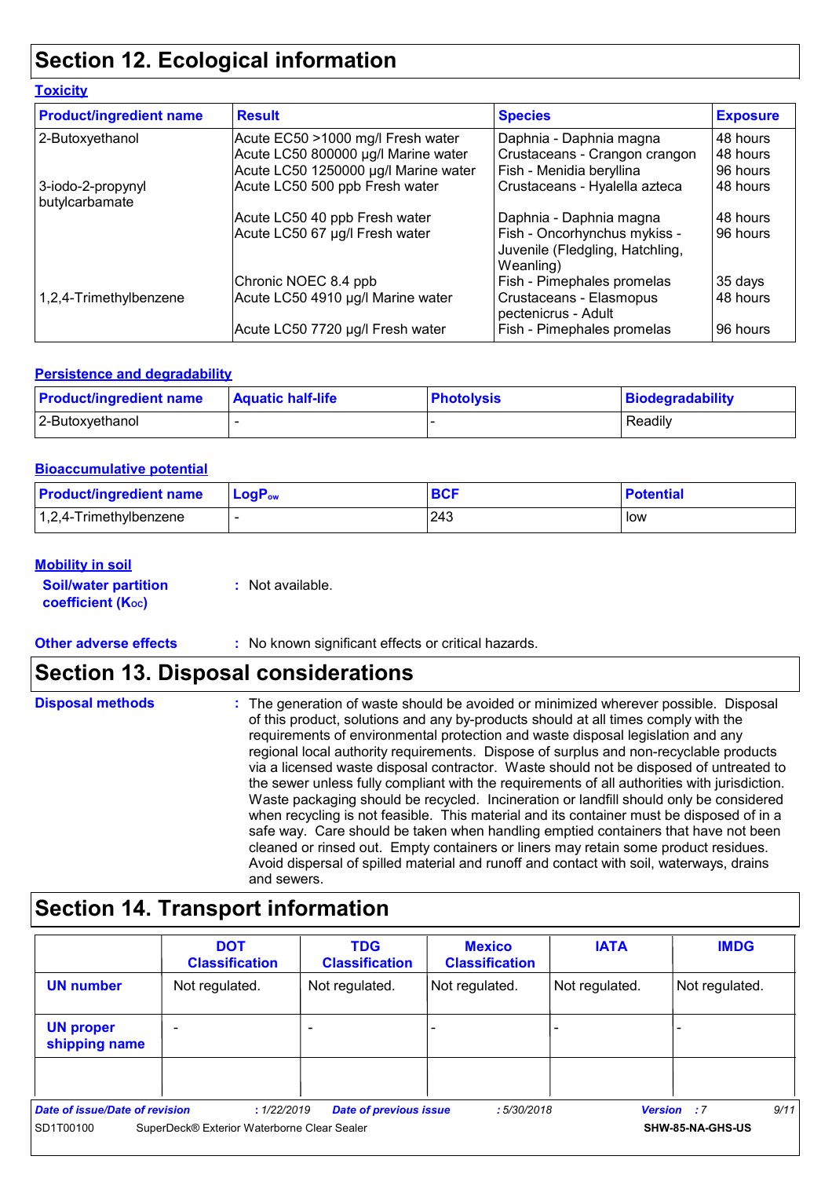## Section 12. Ecological information

### Toxicity

| Product/ingredient name | Result | Species | Exposure |
|---|---|---|---|
| 2-Butoxyethanol | Acute EC50 >1000 mg/l Fresh water | Daphnia - Daphnia magna | 48 hours |
| | Acute LC50 800000 µg/l Marine water | Crustaceans - Crangon crangon | 48 hours |
| | Acute LC50 1250000 µg/l Marine water | Fish - Menidia beryllina | 96 hours |
| 3-iodo-2-propynyl butylcarbamate | Acute LC50 500 ppb Fresh water | Crustaceans - Hyalella azteca | 48 hours |
| | Acute LC50 40 ppb Fresh water | Daphnia - Daphnia magna | 48 hours |
| | Acute LC50 67 µg/l Fresh water | Fish - Oncorhynchus mykiss - Juvenile (Fledgling, Hatchling, Weanling) | 96 hours |
| | Chronic NOEC 8.4 ppb | Fish - Pimephales promelas | 35 days |
| 1,2,4-Trimethylbenzene | Acute LC50 4910 µg/l Marine water | Crustaceans - Elasmopus pectenicrus - Adult | 48 hours |
| | Acute LC50 7720 µg/l Fresh water | Fish - Pimephales promelas | 96 hours |

### Persistence and degradability

| Product/ingredient name | Aquatic half-life | Photolysis | Biodegradability |
|---|---|---|---|
| 2-Butoxyethanol | - | - | Readily |

### Bioaccumulative potential

| Product/ingredient name | $LogP_{ow}$ | BCF | Potential |
|---|---|---|---|
| 1,2,4-Trimethylbenzene | - | 243 | low |

### Mobility in soil

**Soil/water partition coefficient ($K_{OC}$)** : Not available.

**Other adverse effects** : No known significant effects or critical hazards.

## Section 13. Disposal considerations

**Disposal methods** : The generation of waste should be avoided or minimized wherever possible. Disposal of this product, solutions and any by-products should at all times comply with the requirements of environmental protection and waste disposal legislation and any regional local authority requirements. Dispose of surplus and non-recyclable products via a licensed waste disposal contractor. Waste should not be disposed of untreated to the sewer unless fully compliant with the requirements of all authorities with jurisdiction. Waste packaging should be recycled. Incineration or landfill should only be considered when recycling is not feasible. This material and its container must be disposed of in a safe way. Care should be taken when handling emptied containers that have not been cleaned or rinsed out. Empty containers or liners may retain some product residues. Avoid dispersal of spilled material and runoff and contact with soil, waterways, drains and sewers.

## Section 14. Transport information

| | DOT Classification | TDG Classification | Mexico Classification | IATA | IMDG |
|---|---|---|---|---|---|
| **UN number** | Not regulated. | Not regulated. | Not regulated. | Not regulated. | Not regulated. |
| **UN proper shipping name** | - | - | - | - | - |
| | | | | | |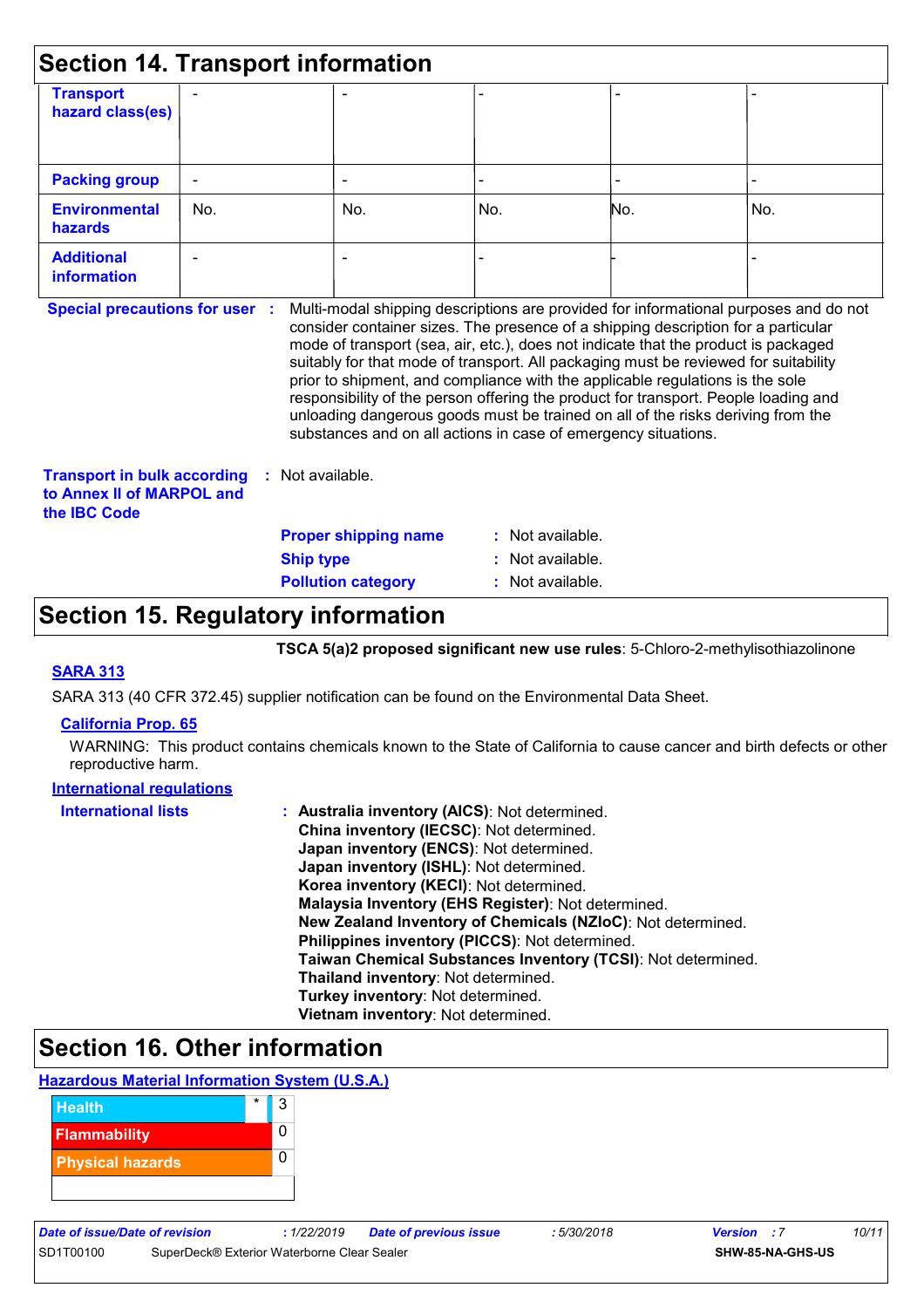## Section 14. Transport information

| | | | | | |
|---|---|---|---|---|---|
| **Transport hazard class(es)** | - | - | - | - | - |
| **Packing group** | - | - | - | - | - |
| **Environmental hazards** | No. | No. | No. | No. | No. |
| **Additional information** | - | - | - | - | - |

**Special precautions for user** : Multi-modal shipping descriptions are provided for informational purposes and do not consider container sizes. The presence of a shipping description for a particular mode of transport (sea, air, etc.), does not indicate that the product is packaged suitably for that mode of transport. All packaging must be reviewed for suitability prior to shipment, and compliance with the applicable regulations is the sole responsibility of the person offering the product for transport. People loading and unloading dangerous goods must be trained on all of the risks deriving from the substances and on all actions in case of emergency situations.

**Transport in bulk according to Annex II of MARPOL and the IBC Code** : Not available.

**Proper shipping name** : Not available.
**Ship type** : Not available.
**Pollution category** : Not available.

## Section 15. Regulatory information

**TSCA 5(a)2 proposed significant new use rules**: 5-Chloro-2-methylisothiazolinone

**SARA 313**

SARA 313 (40 CFR 372.45) supplier notification can be found on the Environmental Data Sheet.

**California Prop. 65**

WARNING: This product contains chemicals known to the State of California to cause cancer and birth defects or other reproductive harm.

**International regulations**

**International lists** :
**Australia inventory (AICS)**: Not determined.
**China inventory (IECSC)**: Not determined.
**Japan inventory (ENCS)**: Not determined.
**Japan inventory (ISHL)**: Not determined.
**Korea inventory (KECI)**: Not determined.
**Malaysia Inventory (EHS Register)**: Not determined.
**New Zealand Inventory of Chemicals (NZIoC)**: Not determined.
**Philippines inventory (PICCS)**: Not determined.
**Taiwan Chemical Substances Inventory (TCSI)**: Not determined.
**Thailand inventory**: Not determined.
**Turkey inventory**: Not determined.
**Vietnam inventory**: Not determined.

## Section 16. Other information

**Hazardous Material Information System (U.S.A.)**

| | | |
|---|---|---|
| Health | * | 3 |
| Flammability | | 0 |
| Physical hazards | | 0 |

| | | | | | |
|---|---|---|---|---|---|
| *Date of issue/Date of revision* | *: 1/22/2019* | *Date of previous issue* | *: 5/30/2018* | *Version* | *: 7* |
| SD1T00100 | SuperDeck® Exterior Waterborne Clear Sealer | | | **SHW-85-NA-GHS-US** | |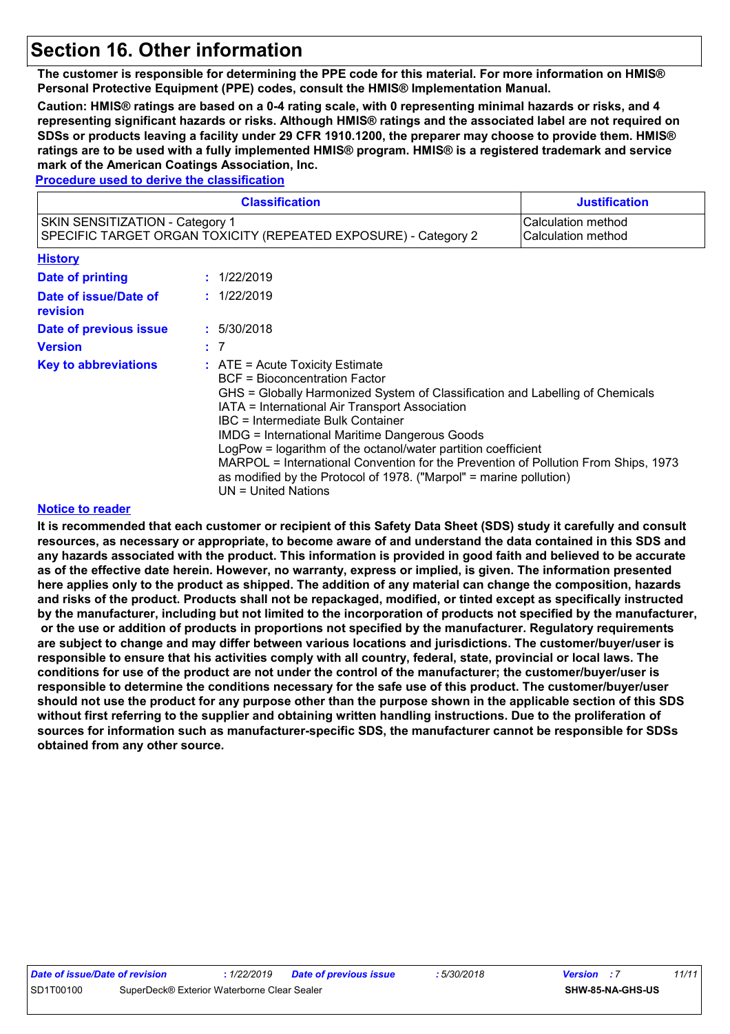# Section 16. Other information

**The customer is responsible for determining the PPE code for this material. For more information on HMIS® Personal Protective Equipment (PPE) codes, consult the HMIS® Implementation Manual.**

**Caution: HMIS® ratings are based on a 0-4 rating scale, with 0 representing minimal hazards or risks, and 4 representing significant hazards or risks. Although HMIS® ratings and the associated label are not required on SDSs or products leaving a facility under 29 CFR 1910.1200, the preparer may choose to provide them. HMIS® ratings are to be used with a fully implemented HMIS® program. HMIS® is a registered trademark and service mark of the American Coatings Association, Inc.**

**Procedure used to derive the classification**

| Classification | Justification |
|---|---|
| SKIN SENSITIZATION - Category 1<br>SPECIFIC TARGET ORGAN TOXICITY (REPEATED EXPOSURE) - Category 2 | Calculation method<br>Calculation method |

**History**

**Date of printing** : 1/22/2019

**Date of issue/Date of revision** : 1/22/2019

**Date of previous issue** : 5/30/2018

**Version** : 7

**Key to abbreviations** :
ATE = Acute Toxicity Estimate
BCF = Bioconcentration Factor
GHS = Globally Harmonized System of Classification and Labelling of Chemicals
IATA = International Air Transport Association
IBC = Intermediate Bulk Container
IMDG = International Maritime Dangerous Goods
LogPow = logarithm of the octanol/water partition coefficient
MARPOL = International Convention for the Prevention of Pollution From Ships, 1973 as modified by the Protocol of 1978. ("Marpol" = marine pollution)
UN = United Nations

**Notice to reader**

**It is recommended that each customer or recipient of this Safety Data Sheet (SDS) study it carefully and consult resources, as necessary or appropriate, to become aware of and understand the data contained in this SDS and any hazards associated with the product. This information is provided in good faith and believed to be accurate as of the effective date herein. However, no warranty, express or implied, is given. The information presented here applies only to the product as shipped. The addition of any material can change the composition, hazards and risks of the product. Products shall not be repackaged, modified, or tinted except as specifically instructed by the manufacturer, including but not limited to the incorporation of products not specified by the manufacturer, or the use or addition of products in proportions not specified by the manufacturer. Regulatory requirements are subject to change and may differ between various locations and jurisdictions. The customer/buyer/user is responsible to ensure that his activities comply with all country, federal, state, provincial or local laws. The conditions for use of the product are not under the control of the manufacturer; the customer/buyer/user is responsible to determine the conditions necessary for the safe use of this product. The customer/buyer/user should not use the product for any purpose other than the purpose shown in the applicable section of this SDS without first referring to the supplier and obtaining written handling instructions. Due to the proliferation of sources for information such as manufacturer-specific SDS, the manufacturer cannot be responsible for SDSs obtained from any other source.**